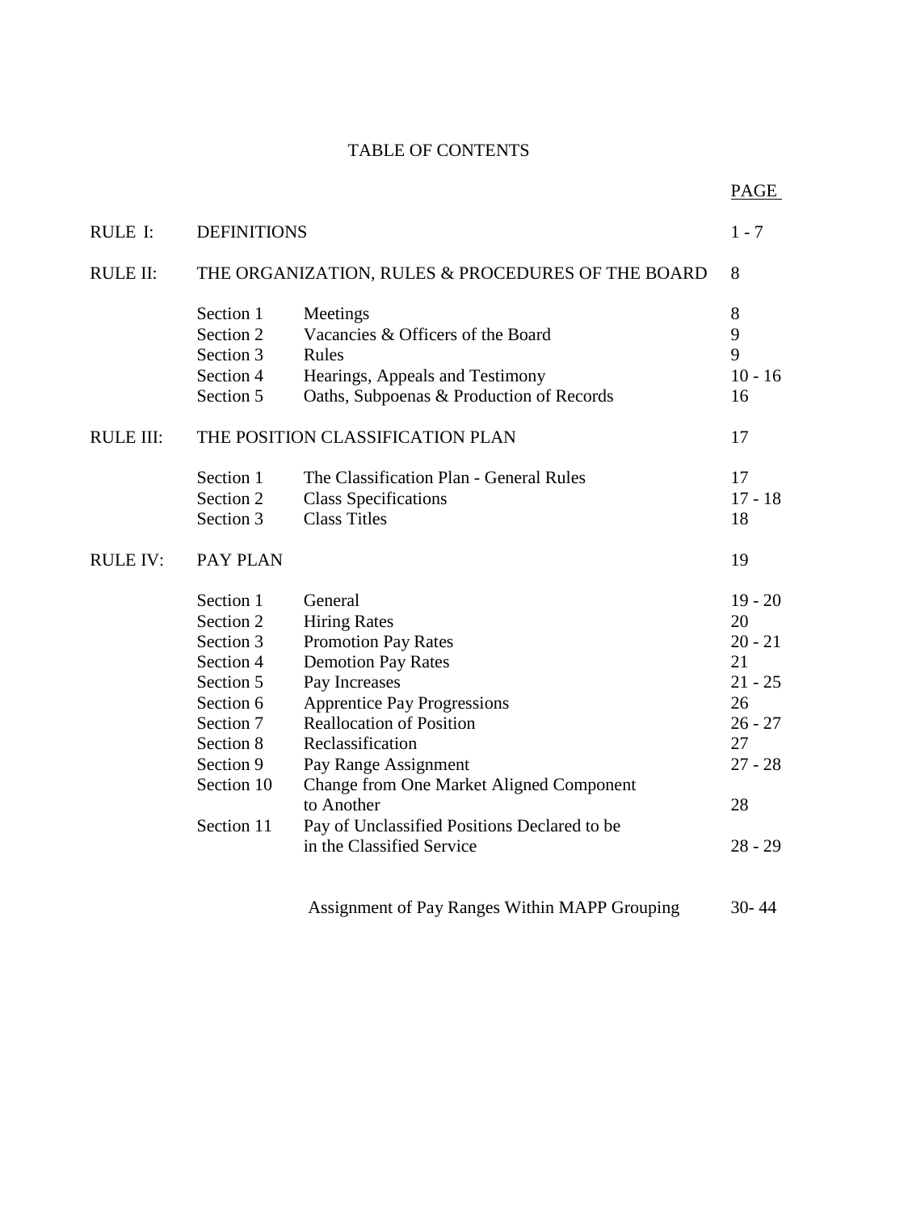# TABLE OF CONTENTS

| | | | PAGE |
|---|---|---|---|
| RULE I: | DEFINITIONS | | 1 - 7 |
| RULE II: | THE ORGANIZATION, RULES & PROCEDURES OF THE BOARD | | 8 |
| | Section 1 | Meetings | 8 |
| | Section 2 | Vacancies & Officers of the Board | 9 |
| | Section 3 | Rules | 9 |
| | Section 4 | Hearings, Appeals and Testimony | 10 - 16 |
| | Section 5 | Oaths, Subpoenas & Production of Records | 16 |
| RULE III: | THE POSITION CLASSIFICATION PLAN | | 17 |
| | Section 1 | The Classification Plan - General Rules | 17 |
| | Section 2 | Class Specifications | 17 - 18 |
| | Section 3 | Class Titles | 18 |
| RULE IV: | PAY PLAN | | 19 |
| | Section 1 | General | 19 - 20 |
| | Section 2 | Hiring Rates | 20 |
| | Section 3 | Promotion Pay Rates | 20 - 21 |
| | Section 4 | Demotion Pay Rates | 21 |
| | Section 5 | Pay Increases | 21 - 25 |
| | Section 6 | Apprentice Pay Progressions | 26 |
| | Section 7 | Reallocation of Position | 26 - 27 |
| | Section 8 | Reclassification | 27 |
| | Section 9 | Pay Range Assignment | 27 - 28 |
| | Section 10 | Change from One Market Aligned Component to Another | 28 |
| | Section 11 | Pay of Unclassified Positions Declared to be in the Classified Service | 28 - 29 |
| | | Assignment of Pay Ranges Within MAPP Grouping | 30- 44 |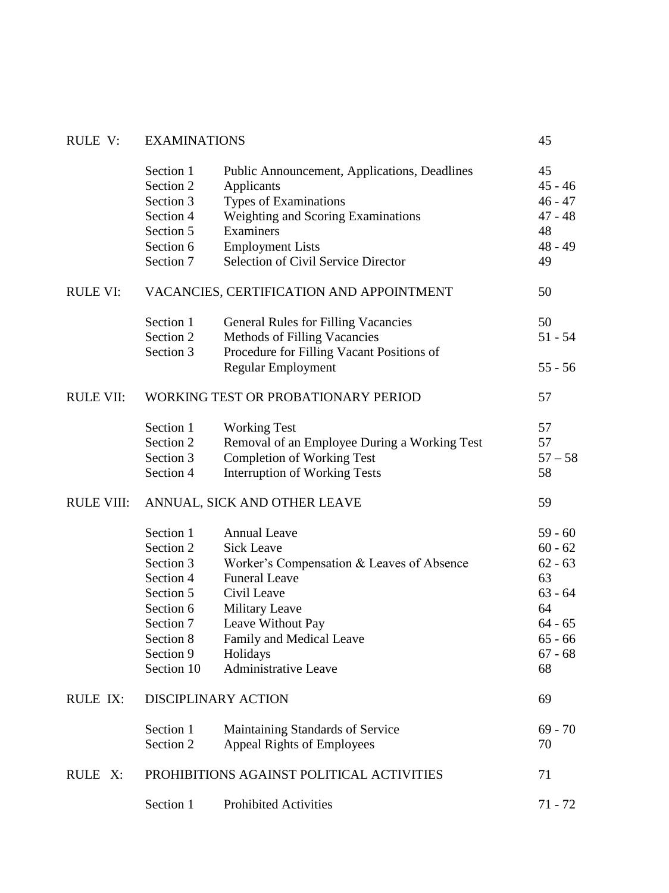| | | | |
|---|---|---|---|
| RULE V: | EXAMINATIONS | | 45 |
| | Section 1 | Public Announcement, Applications, Deadlines | 45 |
| | Section 2 | Applicants | 45 - 46 |
| | Section 3 | Types of Examinations | 46 - 47 |
| | Section 4 | Weighting and Scoring Examinations | 47 - 48 |
| | Section 5 | Examiners | 48 |
| | Section 6 | Employment Lists | 48 - 49 |
| | Section 7 | Selection of Civil Service Director | 49 |
| RULE VI: | VACANCIES, CERTIFICATION AND APPOINTMENT | | 50 |
| | Section 1 | General Rules for Filling Vacancies | 50 |
| | Section 2 | Methods of Filling Vacancies | 51 - 54 |
| | Section 3 | Procedure for Filling Vacant Positions of Regular Employment | 55 - 56 |
| RULE VII: | WORKING TEST OR PROBATIONARY PERIOD | | 57 |
| | Section 1 | Working Test | 57 |
| | Section 2 | Removal of an Employee During a Working Test | 57 |
| | Section 3 | Completion of Working Test | 57 – 58 |
| | Section 4 | Interruption of Working Tests | 58 |
| RULE VIII: | ANNUAL, SICK AND OTHER LEAVE | | 59 |
| | Section 1 | Annual Leave | 59 - 60 |
| | Section 2 | Sick Leave | 60 - 62 |
| | Section 3 | Worker's Compensation & Leaves of Absence | 62 - 63 |
| | Section 4 | Funeral Leave | 63 |
| | Section 5 | Civil Leave | 63 - 64 |
| | Section 6 | Military Leave | 64 |
| | Section 7 | Leave Without Pay | 64 - 65 |
| | Section 8 | Family and Medical Leave | 65 - 66 |
| | Section 9 | Holidays | 67 - 68 |
| | Section 10 | Administrative Leave | 68 |
| RULE IX: | DISCIPLINARY ACTION | | 69 |
| | Section 1 | Maintaining Standards of Service | 69 - 70 |
| | Section 2 | Appeal Rights of Employees | 70 |
| RULE X: | PROHIBITIONS AGAINST POLITICAL ACTIVITIES | | 71 |
| | Section 1 | Prohibited Activities | 71 - 72 |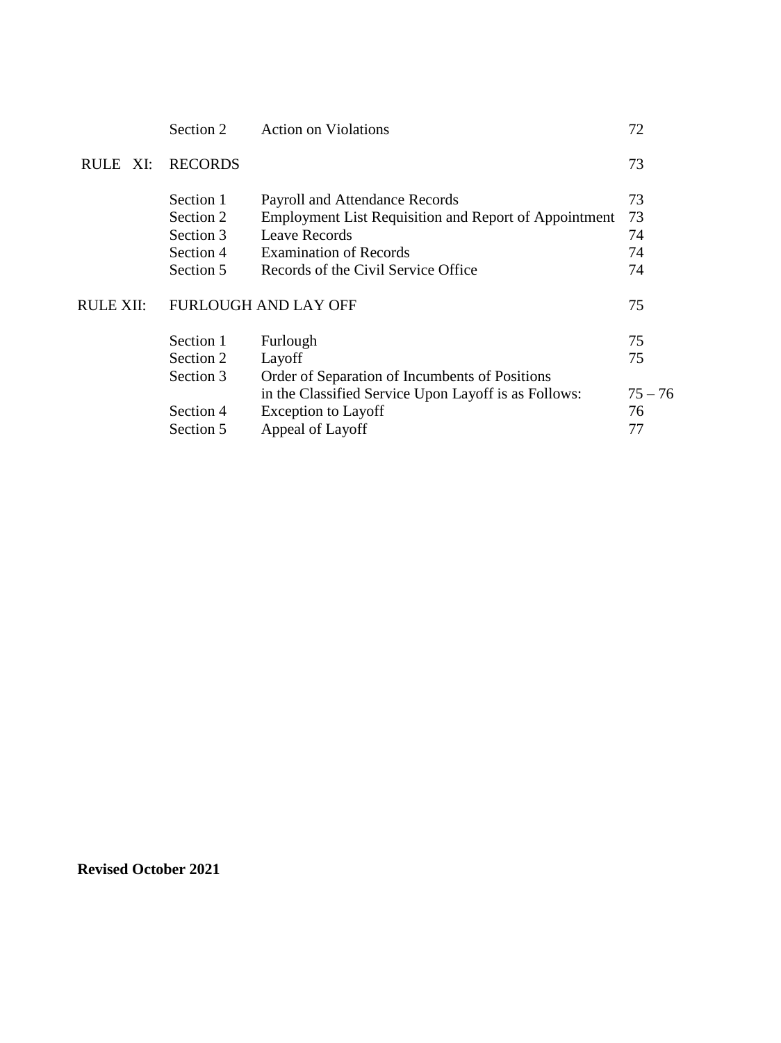| | | | |
|---|---|---|---|
| | Section 2 | Action on Violations | 72 |
| RULE XI: | RECORDS | | 73 |
| | Section 1 | Payroll and Attendance Records | 73 |
| | Section 2 | Employment List Requisition and Report of Appointment | 73 |
| | Section 3 | Leave Records | 74 |
| | Section 4 | Examination of Records | 74 |
| | Section 5 | Records of the Civil Service Office | 74 |
| RULE XII: | FURLOUGH AND LAY OFF | | 75 |
| | Section 1 | Furlough | 75 |
| | Section 2 | Layoff | 75 |
| | Section 3 | Order of Separation of Incumbents of Positions in the Classified Service Upon Layoff is as Follows: | 75 – 76 |
| | Section 4 | Exception to Layoff | 76 |
| | Section 5 | Appeal of Layoff | 77 |

**Revised October 2021**